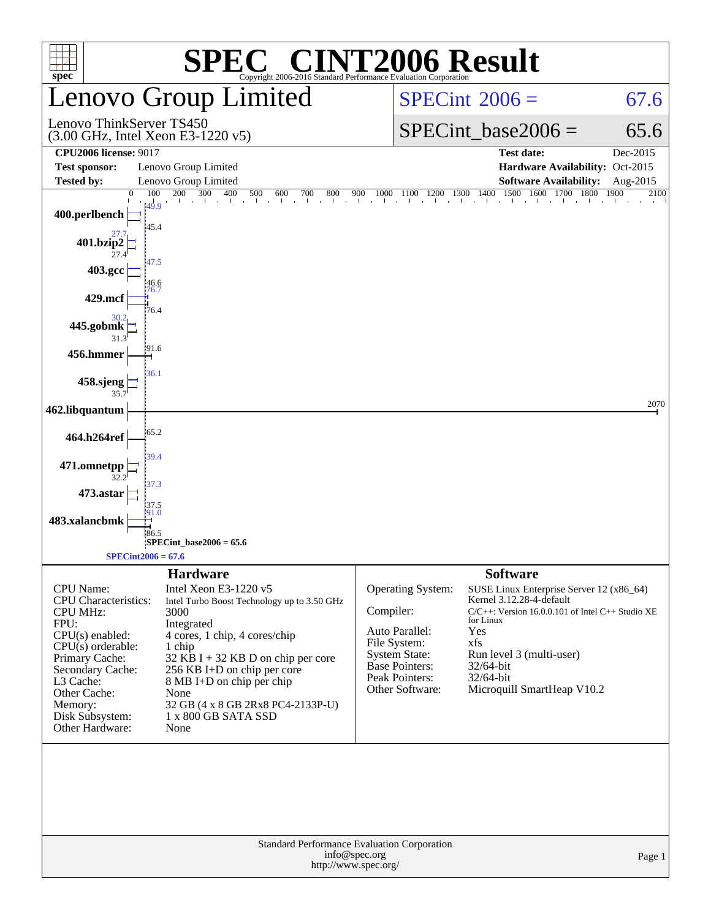# SPEC® CINT2006 Result

Copyright 2006-2016 Standard Performance Evaluation Corporation

## Lenovo Group Limited

Lenovo ThinkServer TS450
(3.00 GHz, Intel Xeon E3-1220 v5)

SPECint 2006 = 67.6

SPECint_base2006 = 65.6

| | | | |
|---|---|---|---|
| **CPU2006 license:** 9017 | | **Test date:** | Dec-2015 |
| **Test sponsor:** | Lenovo Group Limited | **Hardware Availability:** | Oct-2015 |
| **Tested by:** | Lenovo Group Limited | **Software Availability:** | Aug-2015 |

| Benchmark | Peak | Base |
|---|---|---|
| 400.perlbench | 49.9 | 45.4 |
| 401.bzip2 | 27.7 | 27.4 |
| 403.gcc | 47.5 | 46.6 |
| 429.mcf | 76.7 | 76.4 |
| 445.gobmk | 30.2 | 31.3 |
| 456.hmmer | 91.6 | |
| 458.sjeng | 36.1 | 35.7 |
| 462.libquantum | 2070 | |
| 464.h264ref | 65.2 | |
| 471.omnetpp | 39.4 | 32.2 |
| 473.astar | 37.3 | 37.5 |
| 483.xalancbmk | 91.0 | 86.5 |

SPECint_base2006 = 65.6

SPECint2006 = 67.6

### Hardware

| | |
|---|---|
| CPU Name: | Intel Xeon E3-1220 v5 |
| CPU Characteristics: | Intel Turbo Boost Technology up to 3.50 GHz |
| CPU MHz: | 3000 |
| FPU: | Integrated |
| CPU(s) enabled: | 4 cores, 1 chip, 4 cores/chip |
| CPU(s) orderable: | 1 chip |
| Primary Cache: | 32 KB I + 32 KB D on chip per core |
| Secondary Cache: | 256 KB I+D on chip per core |
| L3 Cache: | 8 MB I+D on chip per chip |
| Other Cache: | None |
| Memory: | 32 GB (4 x 8 GB 2Rx8 PC4-2133P-U) |
| Disk Subsystem: | 1 x 800 GB SATA SSD |
| Other Hardware: | None |

### Software

| | |
|---|---|
| Operating System: | SUSE Linux Enterprise Server 12 (x86_64) Kernel 3.12.28-4-default |
| Compiler: | C/C++: Version 16.0.0.101 of Intel C++ Studio XE for Linux |
| Auto Parallel: | Yes |
| File System: | xfs |
| System State: | Run level 3 (multi-user) |
| Base Pointers: | 32/64-bit |
| Peak Pointers: | 32/64-bit |
| Other Software: | Microquill SmartHeap V10.2 |

Standard Performance Evaluation Corporation
info@spec.org
http://www.spec.org/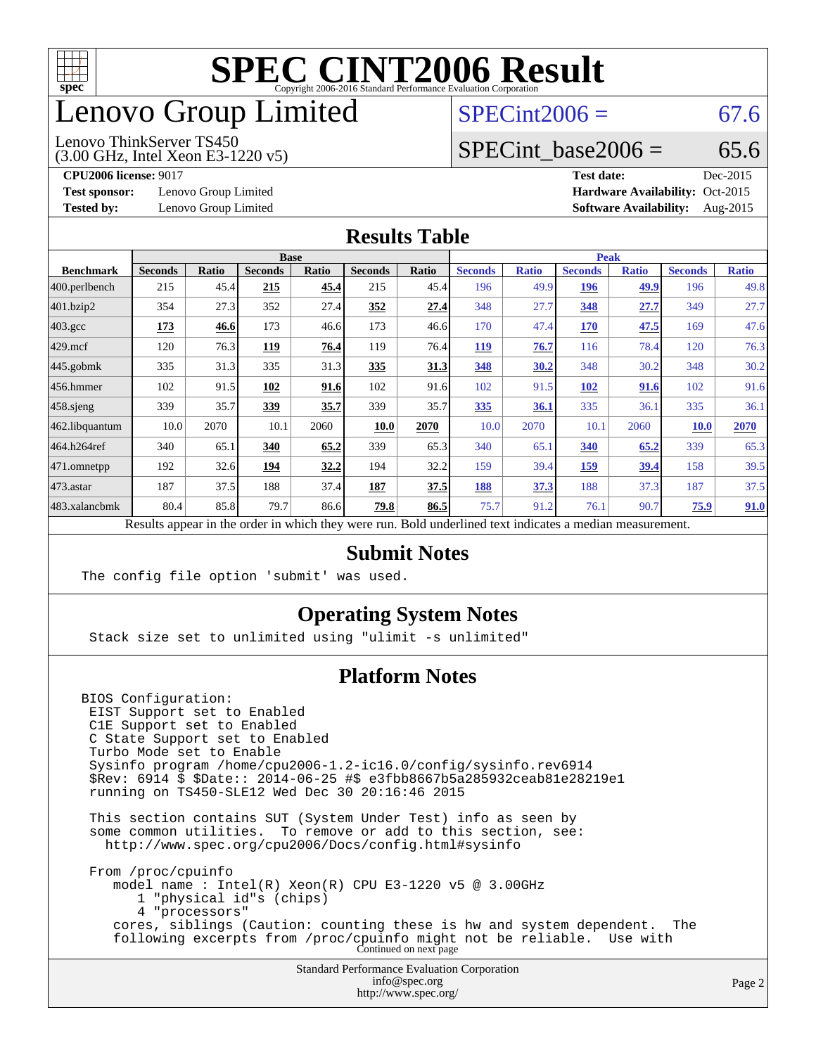# SPEC CINT2006 Result

Copyright 2006-2016 Standard Performance Evaluation Corporation

# Lenovo Group Limited

Lenovo ThinkServer TS450
(3.00 GHz, Intel Xeon E3-1220 v5)

SPECint2006 = 67.6

SPECint_base2006 = 65.6

**CPU2006 license:** 9017
**Test sponsor:** Lenovo Group Limited
**Tested by:** Lenovo Group Limited

**Test date:** Dec-2015
**Hardware Availability:** Oct-2015
**Software Availability:** Aug-2015

## Results Table

| Benchmark | Base | | | | | | Peak | | | | | |
|---|---|---|---|---|---|---|---|---|---|---|---|---|
| | Seconds | Ratio | Seconds | Ratio | Seconds | Ratio | Seconds | Ratio | Seconds | Ratio | Seconds | Ratio |
| 400.perlbench | 215 | 45.4 | **215** | **45.4** | 215 | 45.4 | 196 | 49.9 | **196** | **49.9** | 196 | 49.8 |
| 401.bzip2 | 354 | 27.3 | 352 | 27.4 | **352** | **27.4** | 348 | 27.7 | **348** | **27.7** | 349 | 27.7 |
| 403.gcc | **173** | **46.6** | 173 | 46.6 | 173 | 46.6 | 170 | 47.4 | **170** | **47.5** | 169 | 47.6 |
| 429.mcf | 120 | 76.3 | **119** | **76.4** | 119 | 76.4 | **119** | **76.7** | 116 | 78.4 | 120 | 76.3 |
| 445.gobmk | 335 | 31.3 | 335 | 31.3 | **335** | **31.3** | **348** | **30.2** | 348 | 30.2 | 348 | 30.2 |
| 456.hmmer | 102 | 91.5 | **102** | **91.6** | 102 | 91.6 | 102 | 91.5 | **102** | **91.6** | 102 | 91.6 |
| 458.sjeng | 339 | 35.7 | **339** | **35.7** | 339 | 35.7 | **335** | **36.1** | 335 | 36.1 | 335 | 36.1 |
| 462.libquantum | 10.0 | 2070 | 10.1 | 2060 | **10.0** | **2070** | 10.0 | 2070 | 10.1 | 2060 | **10.0** | **2070** |
| 464.h264ref | 340 | 65.1 | **340** | **65.2** | 339 | 65.3 | 340 | 65.1 | **340** | **65.2** | 339 | 65.3 |
| 471.omnetpp | 192 | 32.6 | **194** | **32.2** | 194 | 32.2 | 159 | 39.4 | **159** | **39.4** | 158 | 39.5 |
| 473.astar | 187 | 37.5 | 188 | 37.4 | **187** | **37.5** | **188** | **37.3** | 188 | 37.3 | 187 | 37.5 |
| 483.xalancbmk | 80.4 | 85.8 | 79.7 | 86.6 | **79.8** | **86.5** | 75.7 | 91.2 | 76.1 | 90.7 | **75.9** | **91.0** |

Results appear in the order in which they were run. Bold underlined text indicates a median measurement.

## Submit Notes

```
The config file option 'submit' was used.
```

## Operating System Notes

```
Stack size set to unlimited using "ulimit -s unlimited"
```

## Platform Notes

```
BIOS Configuration:
 EIST Support set to Enabled
 C1E Support set to Enabled
 C State Support set to Enabled
 Turbo Mode set to Enable
 Sysinfo program /home/cpu2006-1.2-ic16.0/config/sysinfo.rev6914
 $Rev: 6914 $ $Date:: 2014-06-25 #$ e3fbb8667b5a285932ceab81e28219e1
 running on TS450-SLE12 Wed Dec 30 20:16:46 2015

 This section contains SUT (System Under Test) info as seen by
 some common utilities.  To remove or add to this section, see:
   http://www.spec.org/cpu2006/Docs/config.html#sysinfo

 From /proc/cpuinfo
    model name : Intel(R) Xeon(R) CPU E3-1220 v5 @ 3.00GHz
       1 "physical id"s (chips)
       4 "processors"
    cores, siblings (Caution: counting these is hw and system dependent.  The
    following excerpts from /proc/cpuinfo might not be reliable.  Use with
```

Continued on next page

Standard Performance Evaluation Corporation
info@spec.org
http://www.spec.org/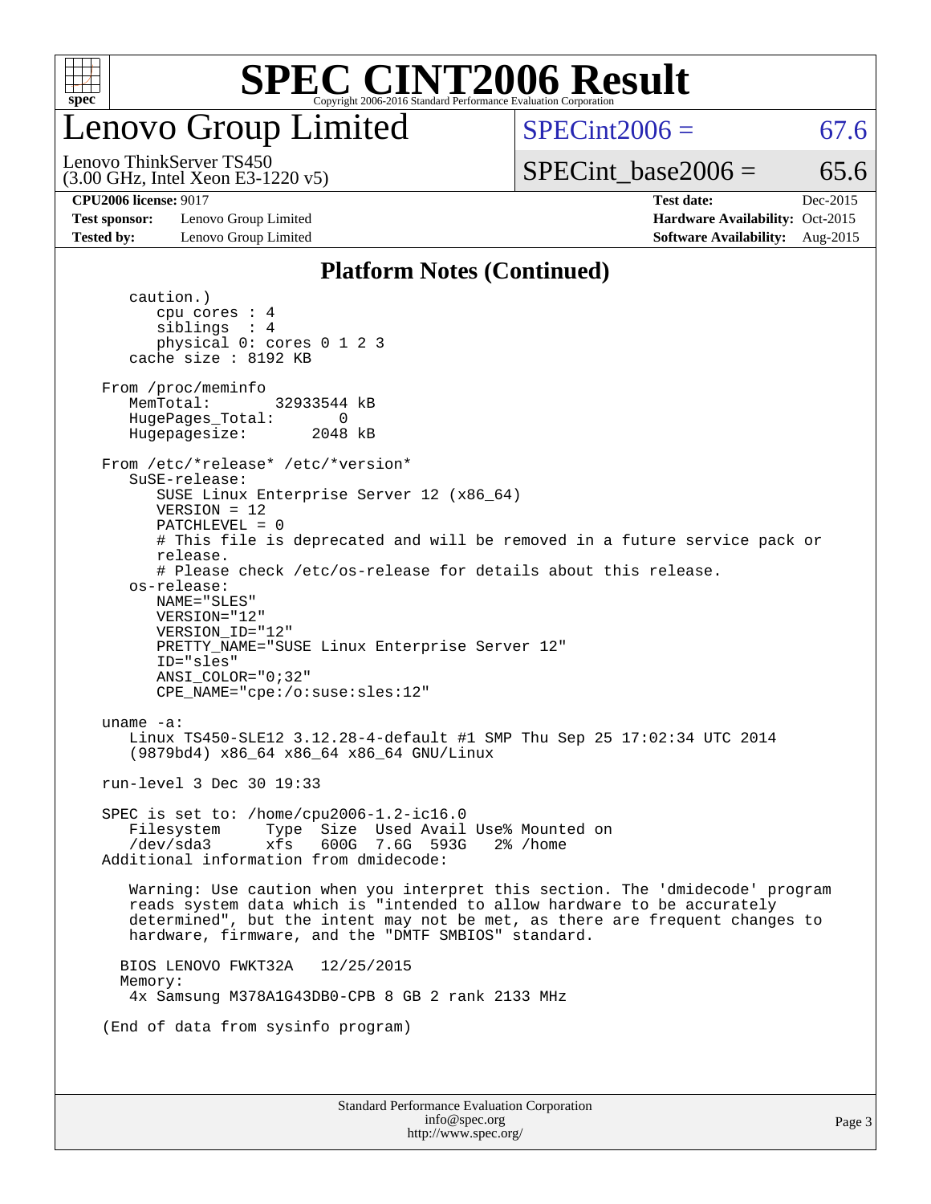# SPEC CINT2006 Result

Copyright 2006-2016 Standard Performance Evaluation Corporation

## Lenovo Group Limited

Lenovo ThinkServer TS450
(3.00 GHz, Intel Xeon E3-1220 v5)

SPECint2006 = 67.6

SPECint_base2006 = 65.6

**CPU2006 license:** 9017
**Test sponsor:** Lenovo Group Limited
**Tested by:** Lenovo Group Limited

**Test date:** Dec-2015
**Hardware Availability:** Oct-2015
**Software Availability:** Aug-2015

### Platform Notes (Continued)

```
      caution.)
         cpu cores : 4
         siblings  : 4
         physical 0: cores 0 1 2 3
      cache size : 8192 KB

   From /proc/meminfo
      MemTotal:       32933544 kB
      HugePages_Total:       0
      Hugepagesize:       2048 kB

   From /etc/*release* /etc/*version*
      SuSE-release:
         SUSE Linux Enterprise Server 12 (x86_64)
         VERSION = 12
         PATCHLEVEL = 0
         # This file is deprecated and will be removed in a future service pack or
         release.
         # Please check /etc/os-release for details about this release.
      os-release:
         NAME="SLES"
         VERSION="12"
         VERSION_ID="12"
         PRETTY_NAME="SUSE Linux Enterprise Server 12"
         ID="sles"
         ANSI_COLOR="0;32"
         CPE_NAME="cpe:/o:suse:sles:12"

   uname -a:
      Linux TS450-SLE12 3.12.28-4-default #1 SMP Thu Sep 25 17:02:34 UTC 2014
      (9879bd4) x86_64 x86_64 x86_64 GNU/Linux

   run-level 3 Dec 30 19:33

   SPEC is set to: /home/cpu2006-1.2-ic16.0
      Filesystem     Type  Size  Used Avail Use% Mounted on
      /dev/sda3      xfs   600G  7.6G  593G   2% /home
   Additional information from dmidecode:

      Warning: Use caution when you interpret this section. The 'dmidecode' program
      reads system data which is "intended to allow hardware to be accurately
      determined", but the intent may not be met, as there are frequent changes to
      hardware, firmware, and the "DMTF SMBIOS" standard.

     BIOS LENOVO FWKT32A   12/25/2015
     Memory:
      4x Samsung M378A1G43DB0-CPB 8 GB 2 rank 2133 MHz

   (End of data from sysinfo program)
```

Standard Performance Evaluation Corporation
info@spec.org
http://www.spec.org/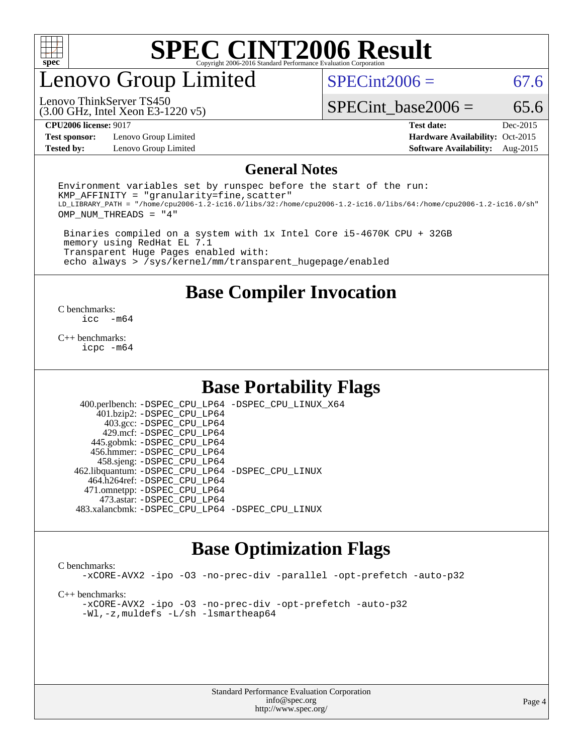# SPEC CINT2006 Result

Copyright 2006-2016 Standard Performance Evaluation Corporation

## Lenovo Group Limited

Lenovo ThinkServer TS450
(3.00 GHz, Intel Xeon E3-1220 v5)

SPECint2006 = 67.6

SPECint_base2006 = 65.6

**CPU2006 license:** 9017
**Test sponsor:** Lenovo Group Limited
**Tested by:** Lenovo Group Limited
**Test date:** Dec-2015
**Hardware Availability:** Oct-2015
**Software Availability:** Aug-2015

## General Notes

```
Environment variables set by runspec before the start of the run:
KMP_AFFINITY = "granularity=fine,scatter"
LD_LIBRARY_PATH = "/home/cpu2006-1.2-ic16.0/libs/32:/home/cpu2006-1.2-ic16.0/libs/64:/home/cpu2006-1.2-ic16.0/sh"
OMP_NUM_THREADS = "4"

 Binaries compiled on a system with 1x Intel Core i5-4670K CPU + 32GB
 memory using RedHat EL 7.1
 Transparent Huge Pages enabled with:
 echo always > /sys/kernel/mm/transparent_hugepage/enabled
```

## Base Compiler Invocation

C benchmarks:
    icc -m64

C++ benchmarks:
    icpc -m64

## Base Portability Flags

| | |
|---|---|
| 400.perlbench: | -DSPEC_CPU_LP64 -DSPEC_CPU_LINUX_X64 |
| 401.bzip2: | -DSPEC_CPU_LP64 |
| 403.gcc: | -DSPEC_CPU_LP64 |
| 429.mcf: | -DSPEC_CPU_LP64 |
| 445.gobmk: | -DSPEC_CPU_LP64 |
| 456.hmmer: | -DSPEC_CPU_LP64 |
| 458.sjeng: | -DSPEC_CPU_LP64 |
| 462.libquantum: | -DSPEC_CPU_LP64 -DSPEC_CPU_LINUX |
| 464.h264ref: | -DSPEC_CPU_LP64 |
| 471.omnetpp: | -DSPEC_CPU_LP64 |
| 473.astar: | -DSPEC_CPU_LP64 |
| 483.xalancbmk: | -DSPEC_CPU_LP64 -DSPEC_CPU_LINUX |

## Base Optimization Flags

C benchmarks:
    -xCORE-AVX2 -ipo -O3 -no-prec-div -parallel -opt-prefetch -auto-p32

C++ benchmarks:
    -xCORE-AVX2 -ipo -O3 -no-prec-div -opt-prefetch -auto-p32
    -Wl,-z,muldefs -L/sh -lsmartheap64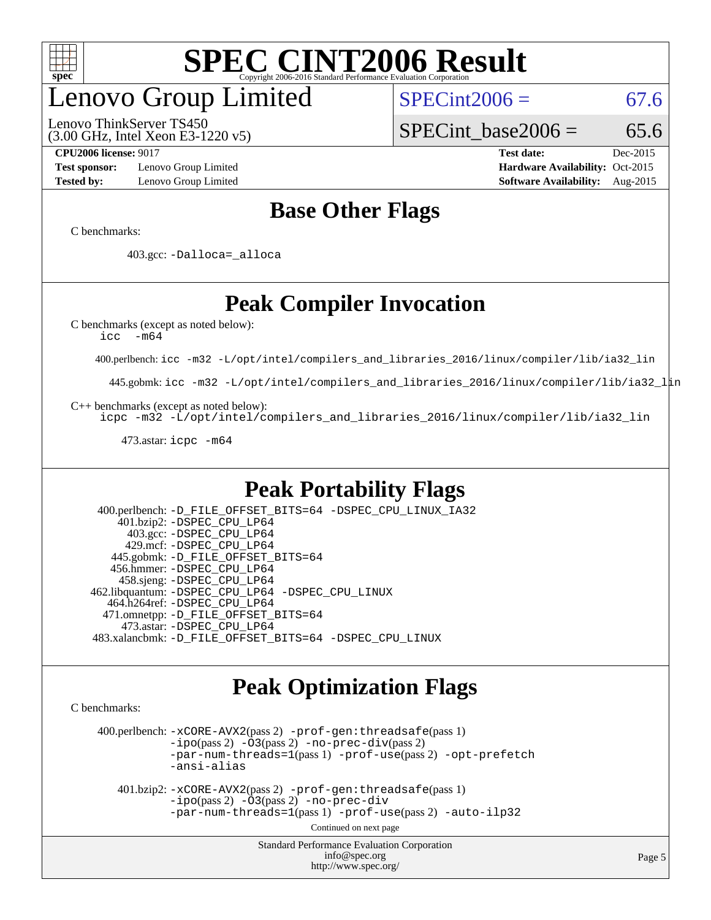# SPEC CINT2006 Result

Copyright 2006-2016 Standard Performance Evaluation Corporation

## Lenovo Group Limited

Lenovo ThinkServer TS450
(3.00 GHz, Intel Xeon E3-1220 v5)

SPECint2006 = 67.6

SPECint_base2006 = 65.6

**CPU2006 license:** 9017
**Test sponsor:** Lenovo Group Limited
**Tested by:** Lenovo Group Limited

**Test date:** Dec-2015
**Hardware Availability:** Oct-2015
**Software Availability:** Aug-2015

## Base Other Flags

C benchmarks:

403.gcc: `-Dalloca=_alloca`

## Peak Compiler Invocation

C benchmarks (except as noted below):
`icc -m64`

400.perlbench: `icc -m32 -L/opt/intel/compilers_and_libraries_2016/linux/compiler/lib/ia32_lin`

445.gobmk: `icc -m32 -L/opt/intel/compilers_and_libraries_2016/linux/compiler/lib/ia32_lin`

C++ benchmarks (except as noted below):
`icpc -m32 -L/opt/intel/compilers_and_libraries_2016/linux/compiler/lib/ia32_lin`

473.astar: `icpc -m64`

## Peak Portability Flags

400.perlbench: `-D_FILE_OFFSET_BITS=64 -DSPEC_CPU_LINUX_IA32`
401.bzip2: `-DSPEC_CPU_LP64`
403.gcc: `-DSPEC_CPU_LP64`
429.mcf: `-DSPEC_CPU_LP64`
445.gobmk: `-D_FILE_OFFSET_BITS=64`
456.hmmer: `-DSPEC_CPU_LP64`
458.sjeng: `-DSPEC_CPU_LP64`
462.libquantum: `-DSPEC_CPU_LP64 -DSPEC_CPU_LINUX`
464.h264ref: `-DSPEC_CPU_LP64`
471.omnetpp: `-D_FILE_OFFSET_BITS=64`
473.astar: `-DSPEC_CPU_LP64`
483.xalancbmk: `-D_FILE_OFFSET_BITS=64 -DSPEC_CPU_LINUX`

## Peak Optimization Flags

C benchmarks:

400.perlbench: `-xCORE-AVX2`(pass 2) `-prof-gen:threadsafe`(pass 1) `-ipo`(pass 2) `-O3`(pass 2) `-no-prec-div`(pass 2) `-par-num-threads=1`(pass 1) `-prof-use`(pass 2) `-opt-prefetch` `-ansi-alias`

401.bzip2: `-xCORE-AVX2`(pass 2) `-prof-gen:threadsafe`(pass 1) `-ipo`(pass 2) `-O3`(pass 2) `-no-prec-div` `-par-num-threads=1`(pass 1) `-prof-use`(pass 2) `-auto-ilp32`

Continued on next page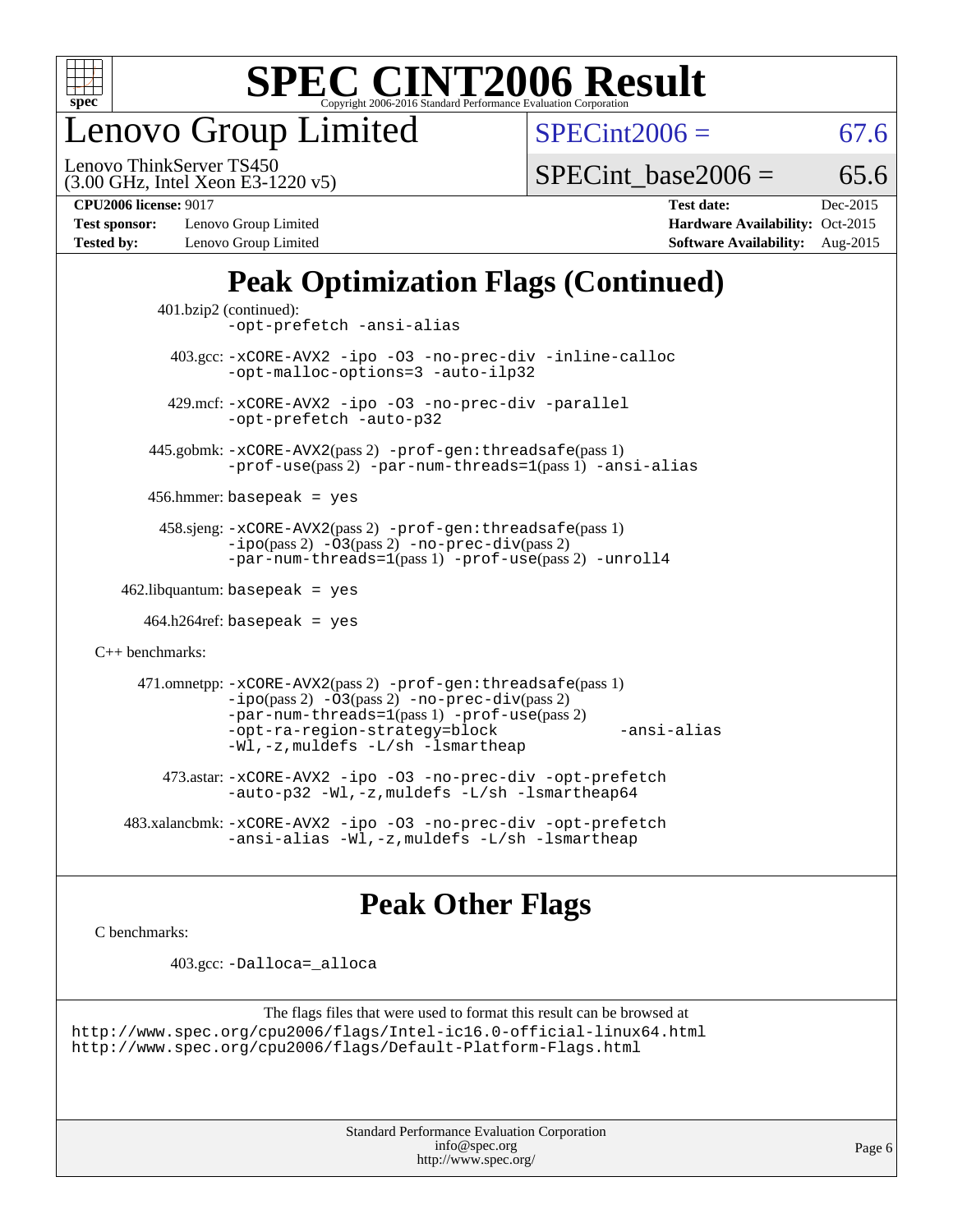# SPEC CINT2006 Result

Copyright 2006-2016 Standard Performance Evaluation Corporation

## Lenovo Group Limited

Lenovo ThinkServer TS450
(3.00 GHz, Intel Xeon E3-1220 v5)

SPECint2006 = 67.6

SPECint_base2006 = 65.6

**CPU2006 license:** 9017
**Test sponsor:** Lenovo Group Limited
**Tested by:** Lenovo Group Limited

**Test date:** Dec-2015
**Hardware Availability:** Oct-2015
**Software Availability:** Aug-2015

## Peak Optimization Flags (Continued)

401.bzip2 (continued):
`-opt-prefetch -ansi-alias`

403.gcc: `-xCORE-AVX2 -ipo -O3 -no-prec-div -inline-calloc -opt-malloc-options=3 -auto-ilp32`

429.mcf: `-xCORE-AVX2 -ipo -O3 -no-prec-div -parallel -opt-prefetch -auto-p32`

445.gobmk: `-xCORE-AVX2`(pass 2) `-prof-gen:threadsafe`(pass 1) `-prof-use`(pass 2) `-par-num-threads=1`(pass 1) `-ansi-alias`

456.hmmer: `basepeak = yes`

458.sjeng: `-xCORE-AVX2`(pass 2) `-prof-gen:threadsafe`(pass 1) `-ipo`(pass 2) `-O3`(pass 2) `-no-prec-div`(pass 2) `-par-num-threads=1`(pass 1) `-prof-use`(pass 2) `-unroll4`

462.libquantum: `basepeak = yes`

464.h264ref: `basepeak = yes`

C++ benchmarks:

471.omnetpp: `-xCORE-AVX2`(pass 2) `-prof-gen:threadsafe`(pass 1) `-ipo`(pass 2) `-O3`(pass 2) `-no-prec-div`(pass 2) `-par-num-threads=1`(pass 1) `-prof-use`(pass 2) `-opt-ra-region-strategy=block` `-ansi-alias` `-Wl,-z,muldefs -L/sh -lsmartheap`

473.astar: `-xCORE-AVX2 -ipo -O3 -no-prec-div -opt-prefetch -auto-p32 -Wl,-z,muldefs -L/sh -lsmartheap64`

483.xalancbmk: `-xCORE-AVX2 -ipo -O3 -no-prec-div -opt-prefetch -ansi-alias -Wl,-z,muldefs -L/sh -lsmartheap`

## Peak Other Flags

C benchmarks:

403.gcc: `-Dalloca=_alloca`

The flags files that were used to format this result can be browsed at
http://www.spec.org/cpu2006/flags/Intel-ic16.0-official-linux64.html
http://www.spec.org/cpu2006/flags/Default-Platform-Flags.html

Standard Performance Evaluation Corporation
info@spec.org
http://www.spec.org/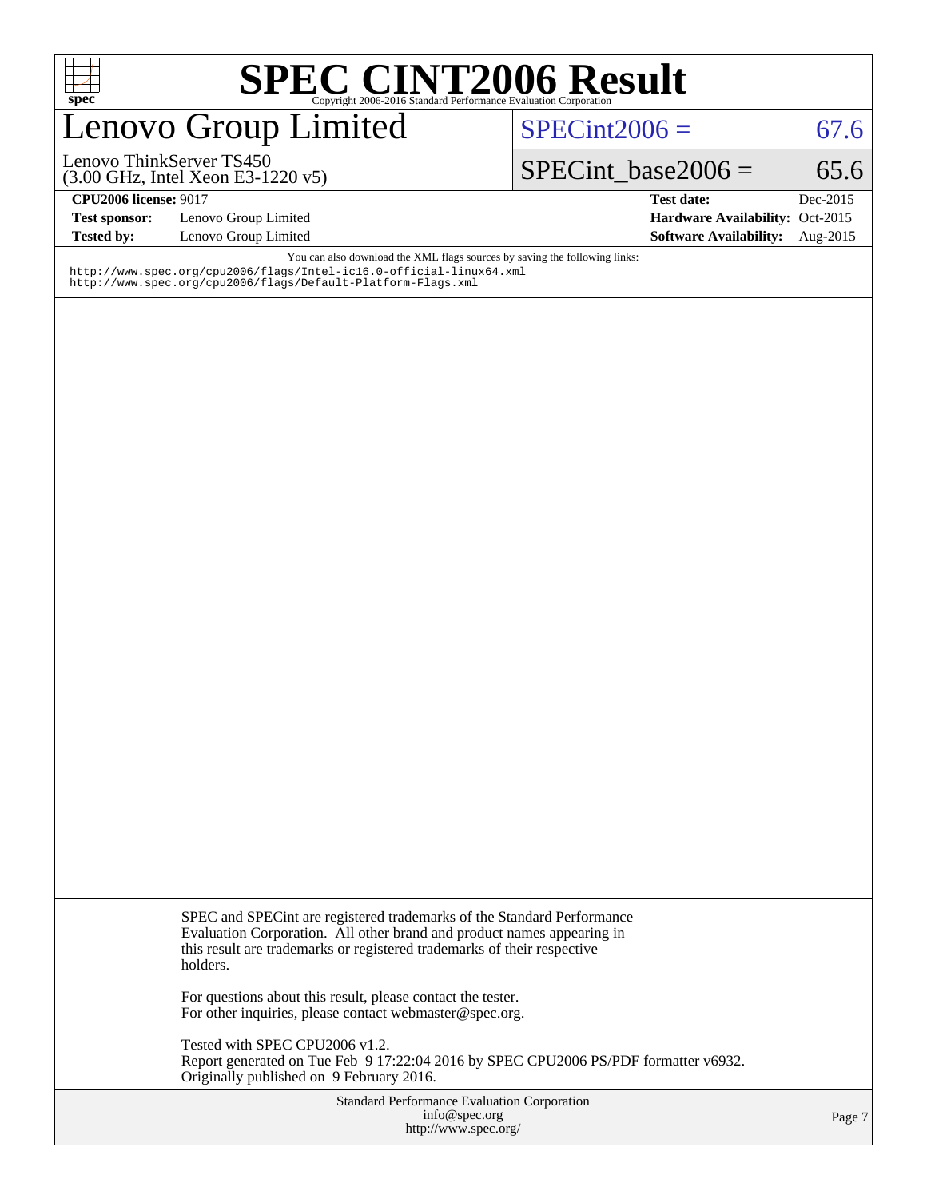# SPEC CINT2006 Result

Copyright 2006-2016 Standard Performance Evaluation Corporation

## Lenovo Group Limited

Lenovo ThinkServer TS450
(3.00 GHz, Intel Xeon E3-1220 v5)

SPECint2006 = 67.6

SPECint_base2006 = 65.6

| | | | |
|---|---|---|---|
| **CPU2006 license:** 9017 | | **Test date:** | Dec-2015 |
| **Test sponsor:** | Lenovo Group Limited | **Hardware Availability:** | Oct-2015 |
| **Tested by:** | Lenovo Group Limited | **Software Availability:** | Aug-2015 |

You can also download the XML flags sources by saving the following links:

```
http://www.spec.org/cpu2006/flags/Intel-ic16.0-official-linux64.xml
http://www.spec.org/cpu2006/flags/Default-Platform-Flags.xml
```

SPEC and SPECint are registered trademarks of the Standard Performance Evaluation Corporation. All other brand and product names appearing in this result are trademarks or registered trademarks of their respective holders.

For questions about this result, please contact the tester.
For other inquiries, please contact webmaster@spec.org.

Tested with SPEC CPU2006 v1.2.
Report generated on Tue Feb 9 17:22:04 2016 by SPEC CPU2006 PS/PDF formatter v6932.
Originally published on 9 February 2016.

Standard Performance Evaluation Corporation
info@spec.org
http://www.spec.org/